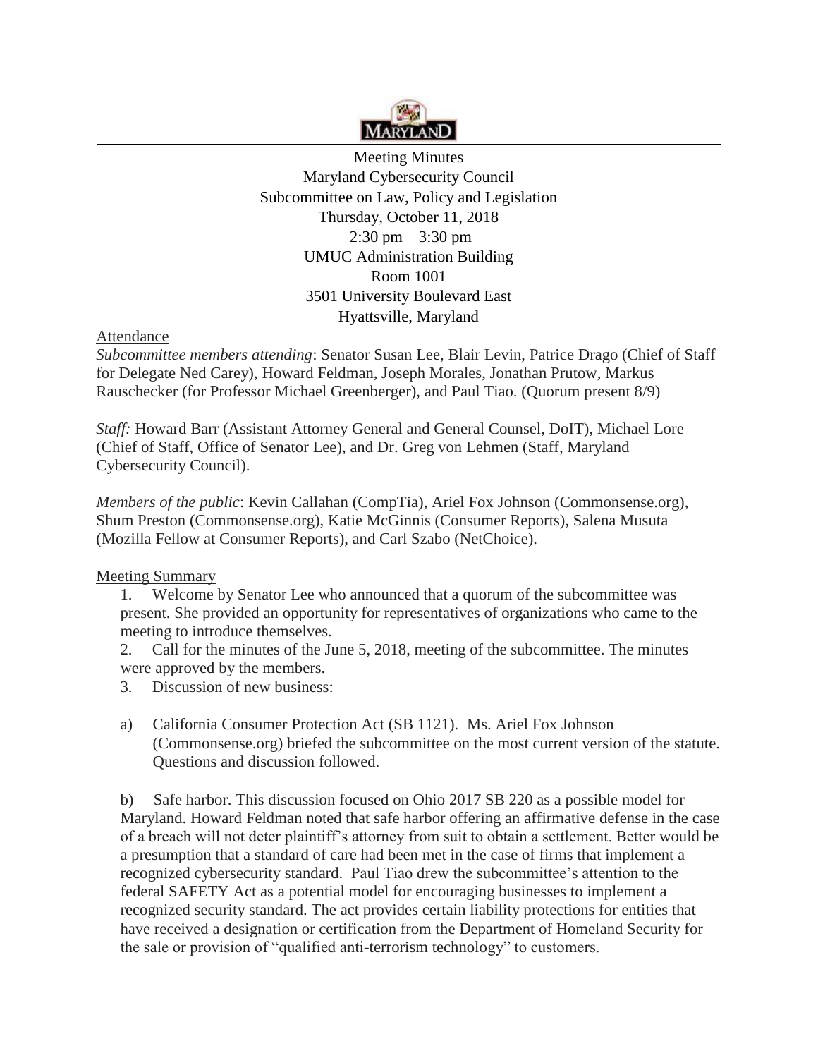Meeting Minutes
Maryland Cybersecurity Council
Subcommittee on Law, Policy and Legislation
Thursday, October 11, 2018
2:30 pm – 3:30 pm
UMUC Administration Building
Room 1001
3501 University Boulevard East
Hyattsville, Maryland

Attendance

*Subcommittee members attending*: Senator Susan Lee, Blair Levin, Patrice Drago (Chief of Staff for Delegate Ned Carey), Howard Feldman, Joseph Morales, Jonathan Prutow, Markus Rauschecker (for Professor Michael Greenberger), and Paul Tiao. (Quorum present 8/9)

*Staff:* Howard Barr (Assistant Attorney General and General Counsel, DoIT), Michael Lore (Chief of Staff, Office of Senator Lee), and Dr. Greg von Lehmen (Staff, Maryland Cybersecurity Council).

*Members of the public*: Kevin Callahan (CompTia), Ariel Fox Johnson (Commonsense.org), Shum Preston (Commonsense.org), Katie McGinnis (Consumer Reports), Salena Musuta (Mozilla Fellow at Consumer Reports), and Carl Szabo (NetChoice).

Meeting Summary

1. Welcome by Senator Lee who announced that a quorum of the subcommittee was present. She provided an opportunity for representatives of organizations who came to the meeting to introduce themselves.
2. Call for the minutes of the June 5, 2018, meeting of the subcommittee. The minutes were approved by the members.
3. Discussion of new business:

a) California Consumer Protection Act (SB 1121). Ms. Ariel Fox Johnson (Commonsense.org) briefed the subcommittee on the most current version of the statute. Questions and discussion followed.

b) Safe harbor. This discussion focused on Ohio 2017 SB 220 as a possible model for Maryland. Howard Feldman noted that safe harbor offering an affirmative defense in the case of a breach will not deter plaintiff's attorney from suit to obtain a settlement. Better would be a presumption that a standard of care had been met in the case of firms that implement a recognized cybersecurity standard. Paul Tiao drew the subcommittee's attention to the federal SAFETY Act as a potential model for encouraging businesses to implement a recognized security standard. The act provides certain liability protections for entities that have received a designation or certification from the Department of Homeland Security for the sale or provision of "qualified anti-terrorism technology" to customers.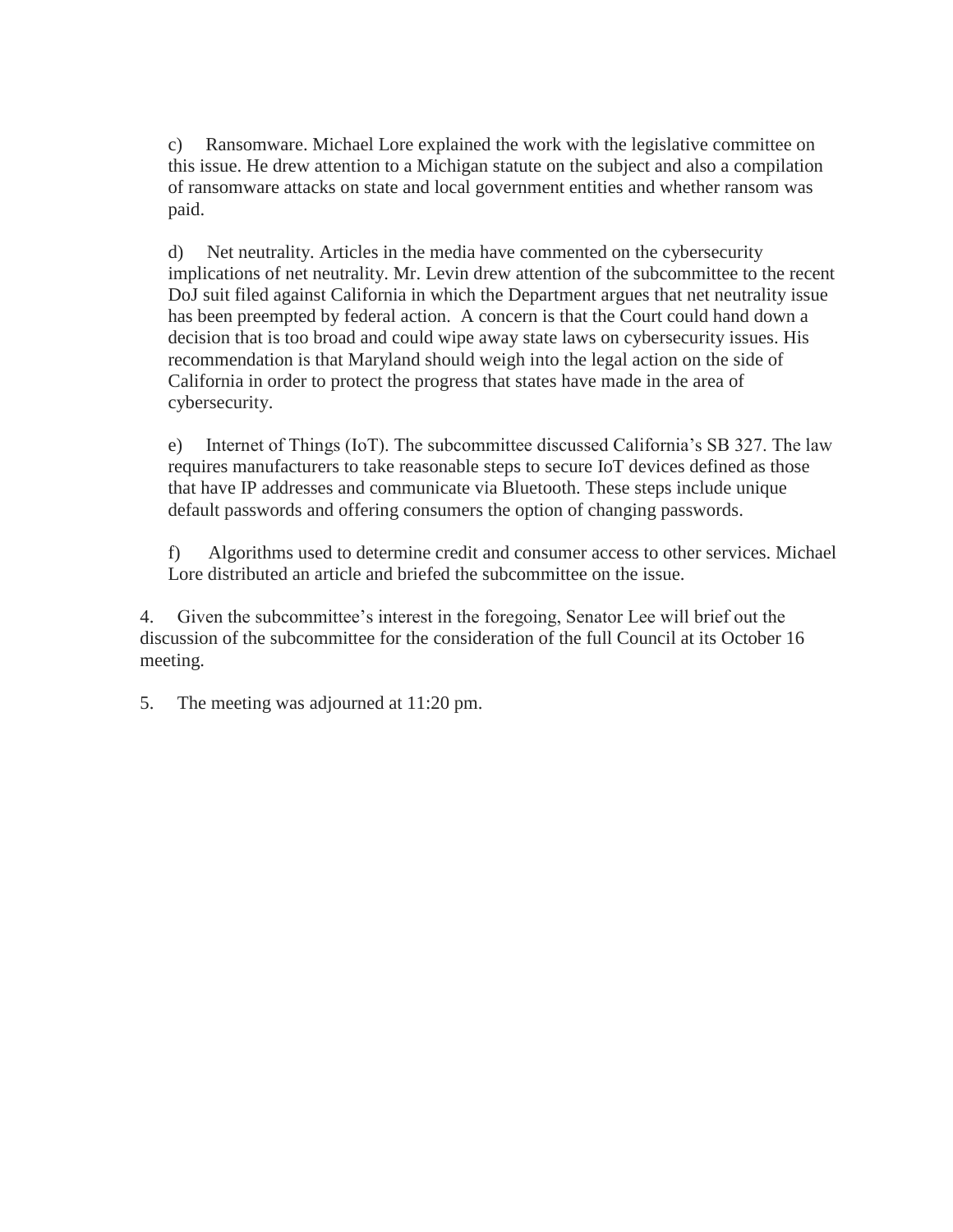c) Ransomware. Michael Lore explained the work with the legislative committee on this issue. He drew attention to a Michigan statute on the subject and also a compilation of ransomware attacks on state and local government entities and whether ransom was paid.

d) Net neutrality. Articles in the media have commented on the cybersecurity implications of net neutrality. Mr. Levin drew attention of the subcommittee to the recent DoJ suit filed against California in which the Department argues that net neutrality issue has been preempted by federal action. A concern is that the Court could hand down a decision that is too broad and could wipe away state laws on cybersecurity issues. His recommendation is that Maryland should weigh into the legal action on the side of California in order to protect the progress that states have made in the area of cybersecurity.

e) Internet of Things (IoT). The subcommittee discussed California's SB 327. The law requires manufacturers to take reasonable steps to secure IoT devices defined as those that have IP addresses and communicate via Bluetooth. These steps include unique default passwords and offering consumers the option of changing passwords.

f) Algorithms used to determine credit and consumer access to other services. Michael Lore distributed an article and briefed the subcommittee on the issue.

4. Given the subcommittee's interest in the foregoing, Senator Lee will brief out the discussion of the subcommittee for the consideration of the full Council at its October 16 meeting.

5. The meeting was adjourned at 11:20 pm.